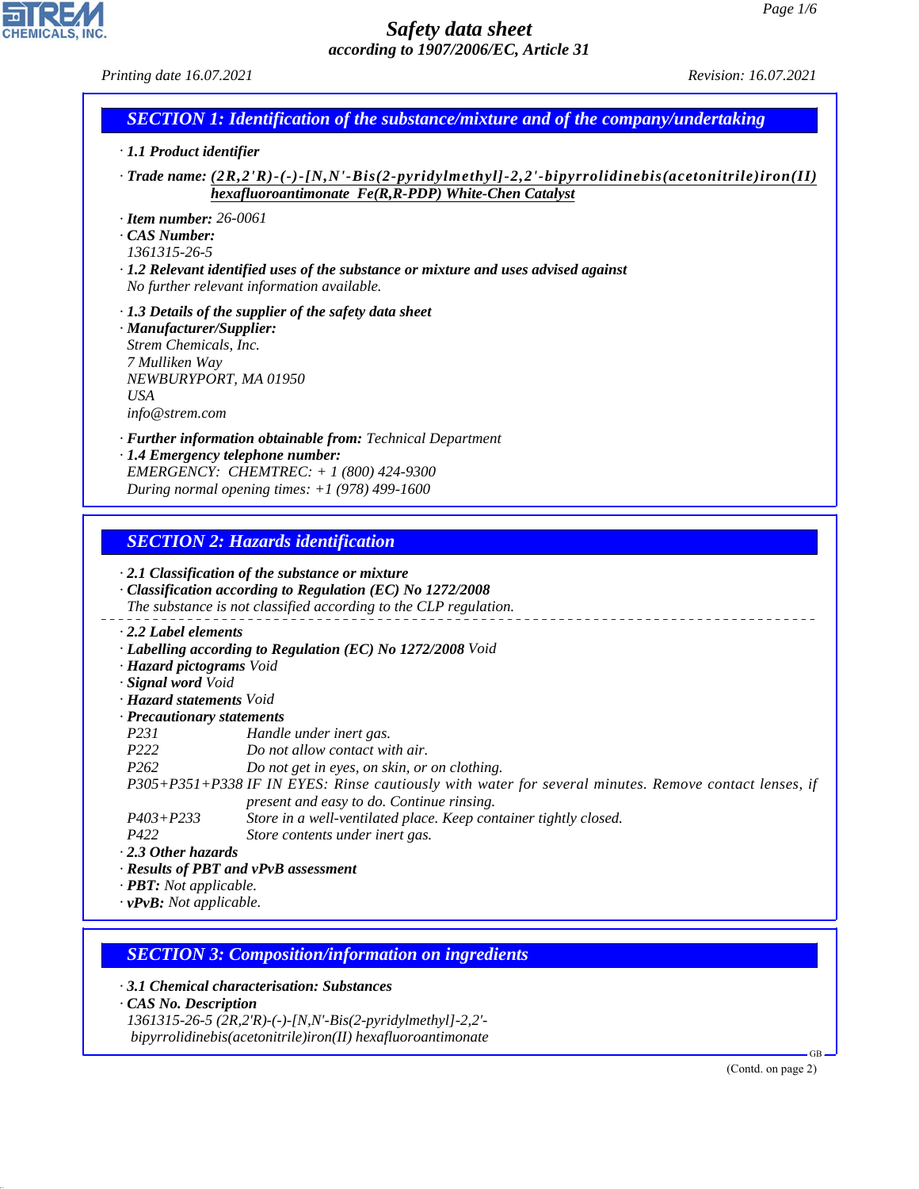# Safety data sheet

*according to 1907/2006/EC, Article 31*

*Printing date 16.07.2021* *Revision: 16.07.2021*

## SECTION 1: Identification of the substance/mixture and of the company/undertaking

· **1.1 Product identifier**

· **Trade name:** **(2R,2'R)-(-)-[N,N'-Bis(2-pyridylmethyl]-2,2'-bipyrrolidinebis(acetonitrile)iron(II) hexafluoroantimonate Fe(R,R-PDP) White-Chen Catalyst**

· **Item number:** 26-0061
· **CAS Number:**
1361315-26-5
· **1.2 Relevant identified uses of the substance or mixture and uses advised against**
No further relevant information available.

· **1.3 Details of the supplier of the safety data sheet**
· **Manufacturer/Supplier:**
Strem Chemicals, Inc.
7 Mulliken Way
NEWBURYPORT, MA 01950
USA
info@strem.com

· **Further information obtainable from:** Technical Department
· **1.4 Emergency telephone number:**
EMERGENCY: CHEMTREC: + 1 (800) 424-9300
During normal opening times: +1 (978) 499-1600

## SECTION 2: Hazards identification

· **2.1 Classification of the substance or mixture**
· **Classification according to Regulation (EC) No 1272/2008**
The substance is not classified according to the CLP regulation.

· **2.2 Label elements**
· **Labelling according to Regulation (EC) No 1272/2008** Void
· **Hazard pictograms** Void
· **Signal word** Void
· **Hazard statements** Void
· **Precautionary statements**

| | |
|---|---|
| P231 | Handle under inert gas. |
| P222 | Do not allow contact with air. |
| P262 | Do not get in eyes, on skin, or on clothing. |
| P305+P351+P338 | IF IN EYES: Rinse cautiously with water for several minutes. Remove contact lenses, if present and easy to do. Continue rinsing. |
| P403+P233 | Store in a well-ventilated place. Keep container tightly closed. |
| P422 | Store contents under inert gas. |

· **2.3 Other hazards**
· **Results of PBT and vPvB assessment**
· **PBT:** Not applicable.
· **vPvB:** Not applicable.

## SECTION 3: Composition/information on ingredients

· **3.1 Chemical characterisation: Substances**
· **CAS No. Description**
1361315-26-5 (2R,2'R)-(-)-[N,N'-Bis(2-pyridylmethyl]-2,2'-bipyrrolidinebis(acetonitrile)iron(II) hexafluoroantimonate

(Contd. on page 2)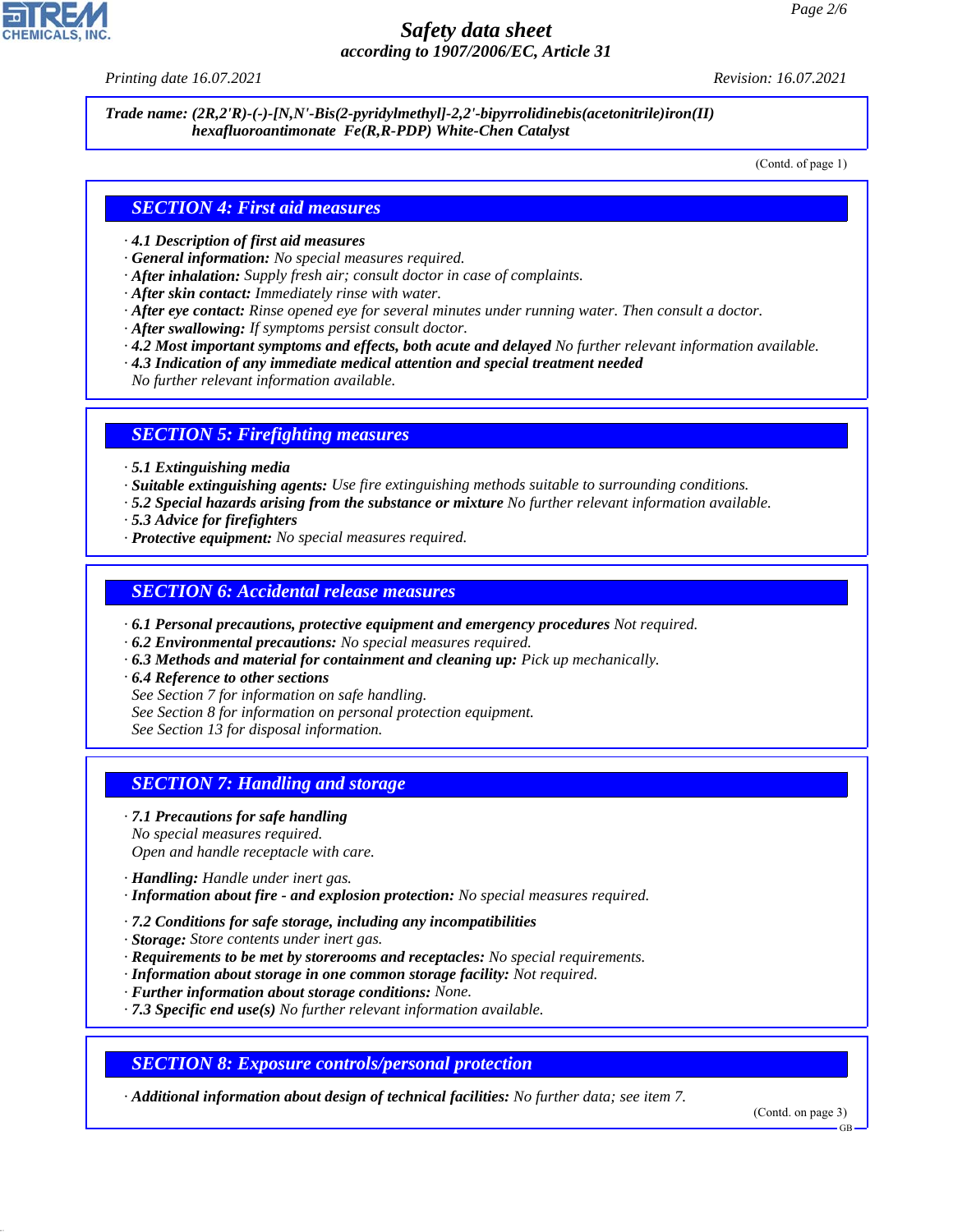**Trade name: (2R,2'R)-(-)-[N,N'-Bis(2-pyridylmethyl]-2,2'-bipyrrolidinebis(acetonitrile)iron(II) hexafluoroantimonate Fe(R,R-PDP) White-Chen Catalyst**

(Contd. of page 1)

## SECTION 4: First aid measures

· **4.1 Description of first aid measures**
· **General information:** No special measures required.
· **After inhalation:** Supply fresh air; consult doctor in case of complaints.
· **After skin contact:** Immediately rinse with water.
· **After eye contact:** Rinse opened eye for several minutes under running water. Then consult a doctor.
· **After swallowing:** If symptoms persist consult doctor.
· **4.2 Most important symptoms and effects, both acute and delayed** No further relevant information available.
· **4.3 Indication of any immediate medical attention and special treatment needed**
No further relevant information available.

## SECTION 5: Firefighting measures

· **5.1 Extinguishing media**
· **Suitable extinguishing agents:** Use fire extinguishing methods suitable to surrounding conditions.
· **5.2 Special hazards arising from the substance or mixture** No further relevant information available.
· **5.3 Advice for firefighters**
· **Protective equipment:** No special measures required.

## SECTION 6: Accidental release measures

· **6.1 Personal precautions, protective equipment and emergency procedures** Not required.
· **6.2 Environmental precautions:** No special measures required.
· **6.3 Methods and material for containment and cleaning up:** Pick up mechanically.
· **6.4 Reference to other sections**
See Section 7 for information on safe handling.
See Section 8 for information on personal protection equipment.
See Section 13 for disposal information.

## SECTION 7: Handling and storage

· **7.1 Precautions for safe handling**
No special measures required.
Open and handle receptacle with care.

· **Handling:** Handle under inert gas.
· **Information about fire - and explosion protection:** No special measures required.

· **7.2 Conditions for safe storage, including any incompatibilities**
· **Storage:** Store contents under inert gas.
· **Requirements to be met by storerooms and receptacles:** No special requirements.
· **Information about storage in one common storage facility:** Not required.
· **Further information about storage conditions:** None.
· **7.3 Specific end use(s)** No further relevant information available.

## SECTION 8: Exposure controls/personal protection

· **Additional information about design of technical facilities:** No further data; see item 7.

(Contd. on page 3)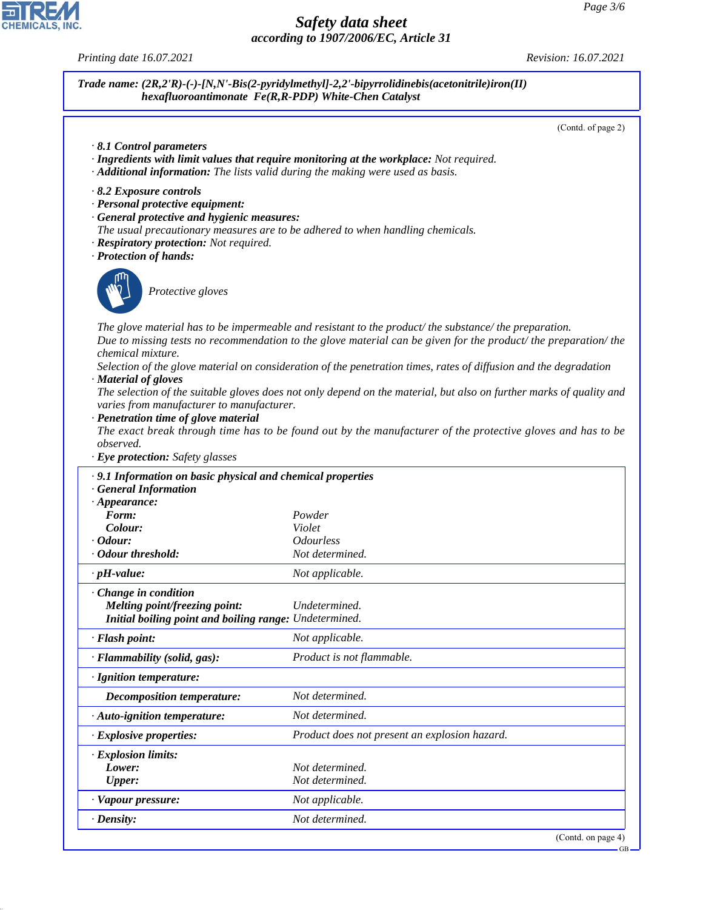**Trade name: (2R,2'R)-(-)-[N,N'-Bis(2-pyridylmethyl]-2,2'-bipyrrolidinebis(acetonitrile)iron(II) hexafluoroantimonate Fe(R,R-PDP) White-Chen Catalyst**

(Contd. of page 2)

· **8.1 Control parameters**
· **Ingredients with limit values that require monitoring at the workplace:** Not required.
· **Additional information:** The lists valid during the making were used as basis.

· **8.2 Exposure controls**
· **Personal protective equipment:**
· **General protective and hygienic measures:**
The usual precautionary measures are to be adhered to when handling chemicals.
· **Respiratory protection:** Not required.
· **Protection of hands:**

Protective gloves

The glove material has to be impermeable and resistant to the product/ the substance/ the preparation.
Due to missing tests no recommendation to the glove material can be given for the product/ the preparation/ the chemical mixture.
Selection of the glove material on consideration of the penetration times, rates of diffusion and the degradation
· **Material of gloves**
The selection of the suitable gloves does not only depend on the material, but also on further marks of quality and varies from manufacturer to manufacturer.
· **Penetration time of glove material**
The exact break through time has to be found out by the manufacturer of the protective gloves and has to be observed.
· **Eye protection:** Safety glasses

| · **9.1 Information on basic physical and chemical properties** | |
|---|---|
| · **General Information** | |
| · **Appearance:** | |
| **Form:** | Powder |
| **Colour:** | Violet |
| · **Odour:** | Odourless |
| · **Odour threshold:** | Not determined. |
| · **pH-value:** | Not applicable. |
| · **Change in condition** | |
| **Melting point/freezing point:** | Undetermined. |
| **Initial boiling point and boiling range:** | Undetermined. |
| · **Flash point:** | Not applicable. |
| · **Flammability (solid, gas):** | Product is not flammable. |
| · **Ignition temperature:** | |
| **Decomposition temperature:** | Not determined. |
| · **Auto-ignition temperature:** | Not determined. |
| · **Explosive properties:** | Product does not present an explosion hazard. |
| · **Explosion limits:** | |
| **Lower:** | Not determined. |
| **Upper:** | Not determined. |
| · **Vapour pressure:** | Not applicable. |
| · **Density:** | Not determined. |

(Contd. on page 4)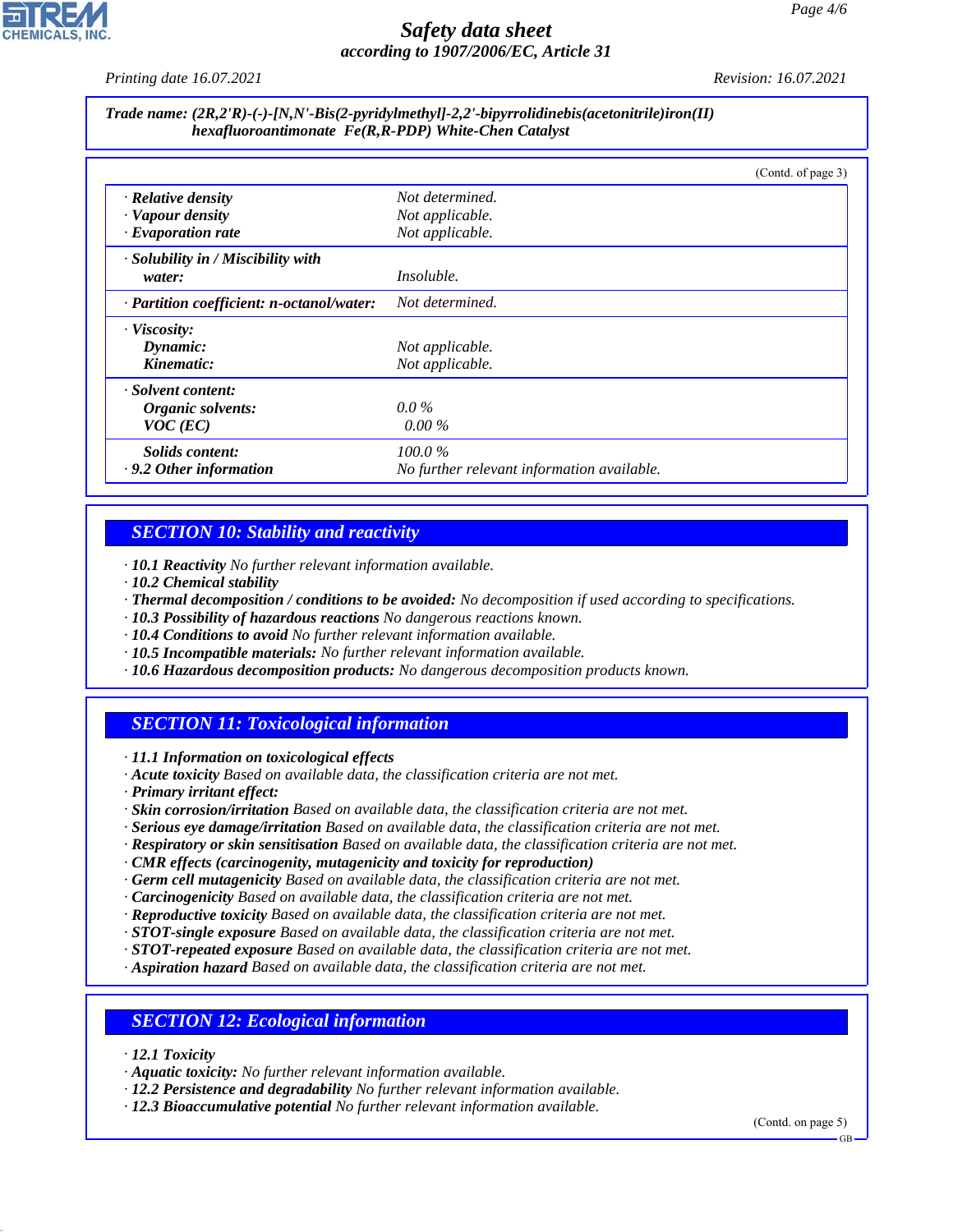**Trade name: (2R,2'R)-(-)-[N,N'-Bis(2-pyridylmethyl]-2,2'-bipyrrolidinebis(acetonitrile)iron(II) hexafluoroantimonate Fe(R,R-PDP) White-Chen Catalyst**

(Contd. of page 3)

| | |
|---|---|
| · **Relative density** | Not determined. |
| · **Vapour density** | Not applicable. |
| · **Evaporation rate** | Not applicable. |
| · **Solubility in / Miscibility with water:** | Insoluble. |
| · **Partition coefficient: n-octanol/water:** | Not determined. |
| · **Viscosity:** | |
| **Dynamic:** | Not applicable. |
| **Kinematic:** | Not applicable. |
| · **Solvent content:** | |
| **Organic solvents:** | 0.0 % |
| **VOC (EC)** | 0.00 % |
| **Solids content:** | 100.0 % |
| · **9.2 Other information** | No further relevant information available. |

## SECTION 10: Stability and reactivity

· **10.1 Reactivity** No further relevant information available.
· **10.2 Chemical stability**
· **Thermal decomposition / conditions to be avoided:** No decomposition if used according to specifications.
· **10.3 Possibility of hazardous reactions** No dangerous reactions known.
· **10.4 Conditions to avoid** No further relevant information available.
· **10.5 Incompatible materials:** No further relevant information available.
· **10.6 Hazardous decomposition products:** No dangerous decomposition products known.

## SECTION 11: Toxicological information

· **11.1 Information on toxicological effects**
· **Acute toxicity** Based on available data, the classification criteria are not met.
· **Primary irritant effect:**
· **Skin corrosion/irritation** Based on available data, the classification criteria are not met.
· **Serious eye damage/irritation** Based on available data, the classification criteria are not met.
· **Respiratory or skin sensitisation** Based on available data, the classification criteria are not met.
· **CMR effects (carcinogenity, mutagenicity and toxicity for reproduction)**
· **Germ cell mutagenicity** Based on available data, the classification criteria are not met.
· **Carcinogenicity** Based on available data, the classification criteria are not met.
· **Reproductive toxicity** Based on available data, the classification criteria are not met.
· **STOT-single exposure** Based on available data, the classification criteria are not met.
· **STOT-repeated exposure** Based on available data, the classification criteria are not met.
· **Aspiration hazard** Based on available data, the classification criteria are not met.

## SECTION 12: Ecological information

· **12.1 Toxicity**
· **Aquatic toxicity:** No further relevant information available.
· **12.2 Persistence and degradability** No further relevant information available.
· **12.3 Bioaccumulative potential** No further relevant information available.

(Contd. on page 5)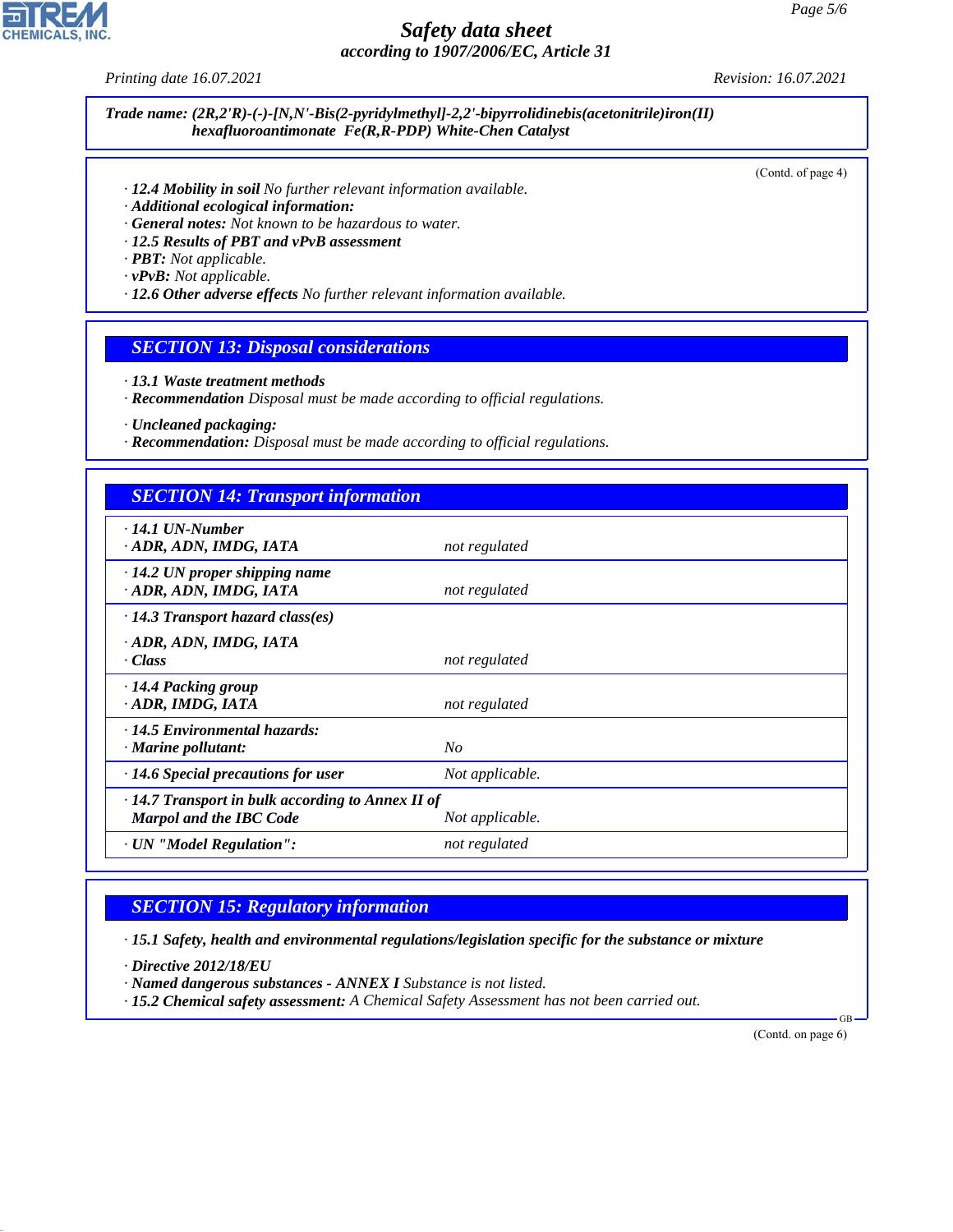**Trade name: (2R,2'R)-(-)-[N,N'-Bis(2-pyridylmethyl]-2,2'-bipyrrolidinebis(acetonitrile)iron(II) hexafluoroantimonate Fe(R,R-PDP) White-Chen Catalyst**

(Contd. of page 4)

· **12.4 Mobility in soil** No further relevant information available.
· **Additional ecological information:**
· **General notes:** Not known to be hazardous to water.
· **12.5 Results of PBT and vPvB assessment**
· **PBT:** Not applicable.
· **vPvB:** Not applicable.
· **12.6 Other adverse effects** No further relevant information available.

## SECTION 13: Disposal considerations

· **13.1 Waste treatment methods**
· **Recommendation** Disposal must be made according to official regulations.

· **Uncleaned packaging:**
· **Recommendation:** Disposal must be made according to official regulations.

## SECTION 14: Transport information

| | |
|---|---|
| · **14.1 UN-Number** | |
| · **ADR, ADN, IMDG, IATA** | not regulated |
| · **14.2 UN proper shipping name** | |
| · **ADR, ADN, IMDG, IATA** | not regulated |
| · **14.3 Transport hazard class(es)** | |
| · **ADR, ADN, IMDG, IATA** | |
| · **Class** | not regulated |
| · **14.4 Packing group** | |
| · **ADR, IMDG, IATA** | not regulated |
| · **14.5 Environmental hazards:** | |
| · **Marine pollutant:** | No |
| · **14.6 Special precautions for user** | Not applicable. |
| · **14.7 Transport in bulk according to Annex II of Marpol and the IBC Code** | Not applicable. |
| · **UN "Model Regulation":** | not regulated |

## SECTION 15: Regulatory information

· **15.1 Safety, health and environmental regulations/legislation specific for the substance or mixture**

· **Directive 2012/18/EU**
· **Named dangerous substances - ANNEX I** Substance is not listed.
· **15.2 Chemical safety assessment:** A Chemical Safety Assessment has not been carried out.

(Contd. on page 6)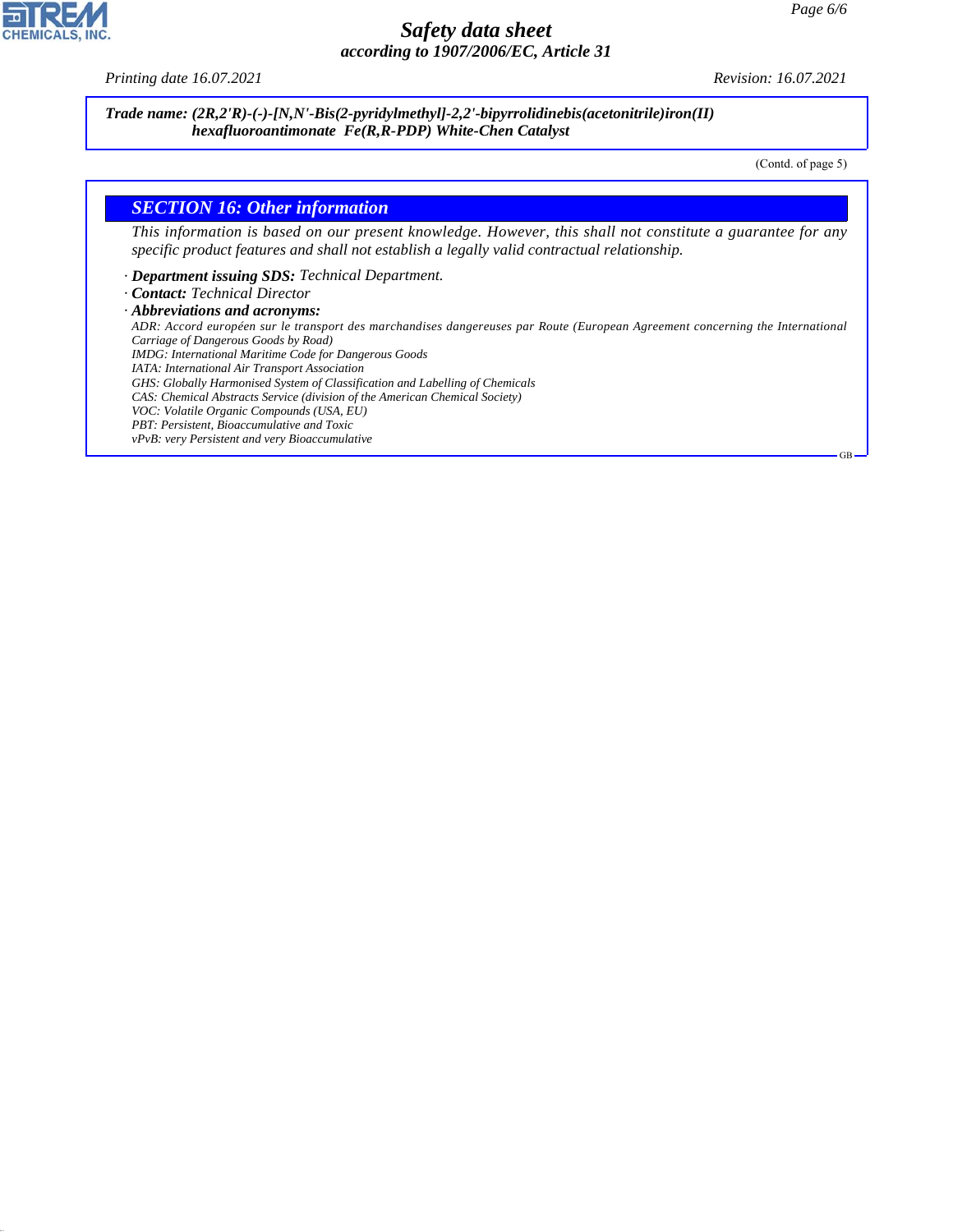**Trade name: (2R,2'R)-(-)-[N,N'-Bis(2-pyridylmethyl]-2,2'-bipyrrolidinebis(acetonitrile)iron(II) hexafluoroantimonate Fe(R,R-PDP) White-Chen Catalyst**

(Contd. of page 5)

## SECTION 16: Other information

*This information is based on our present knowledge. However, this shall not constitute a guarantee for any specific product features and shall not establish a legally valid contractual relationship.*

- · **Department issuing SDS:** Technical Department.
- · **Contact:** Technical Director
- · **Abbreviations and acronyms:**

ADR: Accord européen sur le transport des marchandises dangereuses par Route (European Agreement concerning the International Carriage of Dangerous Goods by Road)
IMDG: International Maritime Code for Dangerous Goods
IATA: International Air Transport Association
GHS: Globally Harmonised System of Classification and Labelling of Chemicals
CAS: Chemical Abstracts Service (division of the American Chemical Society)
VOC: Volatile Organic Compounds (USA, EU)
PBT: Persistent, Bioaccumulative and Toxic
vPvB: very Persistent and very Bioaccumulative

GB